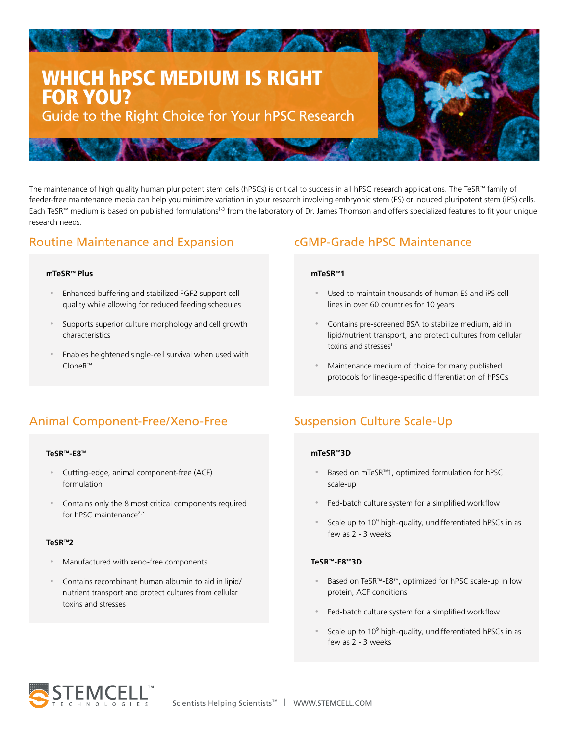# WHICH hPSC MEDIUM IS RIGHT FOR YOU?

Guide to the Right Choice for Your hPSC Research

The maintenance of high quality human pluripotent stem cells (hPSCs) is critical to success in all hPSC research applications. The TeSR™ family of feeder-free maintenance media can help you minimize variation in your research involving embryonic stem (ES) or induced pluripotent stem (iPS) cells. Each TeSR™ medium is based on published formulations[1-3] from the laboratory of Dr. James Thomson and offers specialized features to fit your unique research needs.

## Routine Maintenance and Expansion

#### mTeSR™ Plus

- Enhanced buffering and stabilized FGF2 support cell quality while allowing for reduced feeding schedules
- Supports superior culture morphology and cell growth characteristics
- Enables heightened single-cell survival when used with CloneR™

## cGMP-Grade hPSC Maintenance

#### mTeSR™1

- Used to maintain thousands of human ES and iPS cell lines in over 60 countries for 10 years
- Contains pre-screened BSA to stabilize medium, aid in lipid/nutrient transport, and protect cultures from cellular toxins and stresses[1]
- Maintenance medium of choice for many published protocols for lineage-specific differentiation of hPSCs

## Animal Component-Free/Xeno-Free

#### TeSR™-E8™

- Cutting-edge, animal component-free (ACF) formulation
- Contains only the 8 most critical components required for hPSC maintenance[2,3]

#### TeSR™2

- Manufactured with xeno-free components
- Contains recombinant human albumin to aid in lipid/nutrient transport and protect cultures from cellular toxins and stresses

## Suspension Culture Scale-Up

#### mTeSR™3D

- Based on mTeSR™1, optimized formulation for hPSC scale-up
- Fed-batch culture system for a simplified workflow
- Scale up to $10^9$ high-quality, undifferentiated hPSCs in as few as 2 - 3 weeks

#### TeSR™-E8™3D

- Based on TeSR™-E8™, optimized for hPSC scale-up in low protein, ACF conditions
- Fed-batch culture system for a simplified workflow
- Scale up to $10^9$ high-quality, undifferentiated hPSCs in as few as 2 - 3 weeks

STEMCELL™ TECHNOLOGIES

Scientists Helping Scientists™ | WWW.STEMCELL.COM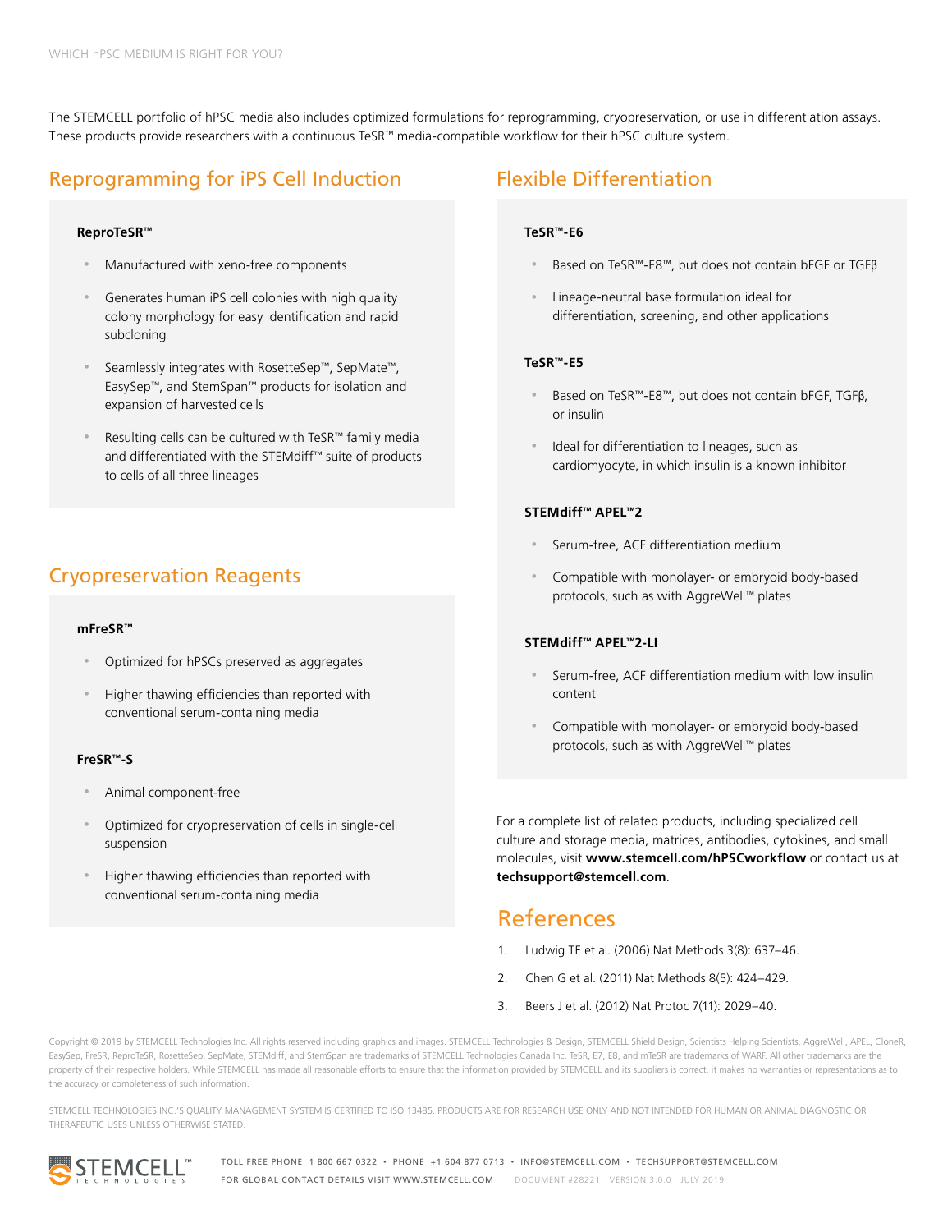The STEMCELL portfolio of hPSC media also includes optimized formulations for reprogramming, cryopreservation, or use in differentiation assays. These products provide researchers with a continuous TeSR™ media-compatible workflow for their hPSC culture system.

## Reprogramming for iPS Cell Induction

**ReproTeSR™**

- Manufactured with xeno-free components
- Generates human iPS cell colonies with high quality colony morphology for easy identification and rapid subcloning
- Seamlessly integrates with RosetteSep™, SepMate™, EasySep™, and StemSpan™ products for isolation and expansion of harvested cells
- Resulting cells can be cultured with TeSR™ family media and differentiated with the STEMdiff™ suite of products to cells of all three lineages

## Cryopreservation Reagents

**mFreSR™**

- Optimized for hPSCs preserved as aggregates
- Higher thawing efficiencies than reported with conventional serum-containing media

**FreSR™-S**

- Animal component-free
- Optimized for cryopreservation of cells in single-cell suspension
- Higher thawing efficiencies than reported with conventional serum-containing media

## Flexible Differentiation

**TeSR™-E6**

- Based on TeSR™-E8™, but does not contain bFGF or TGFβ
- Lineage-neutral base formulation ideal for differentiation, screening, and other applications

**TeSR™-E5**

- Based on TeSR™-E8™, but does not contain bFGF, TGFβ, or insulin
- Ideal for differentiation to lineages, such as cardiomyocyte, in which insulin is a known inhibitor

**STEMdiff™ APEL™2**

- Serum-free, ACF differentiation medium
- Compatible with monolayer- or embryoid body-based protocols, such as with AggreWell™ plates

**STEMdiff™ APEL™2-LI**

- Serum-free, ACF differentiation medium with low insulin content
- Compatible with monolayer- or embryoid body-based protocols, such as with AggreWell™ plates

For a complete list of related products, including specialized cell culture and storage media, matrices, antibodies, cytokines, and small molecules, visit **www.stemcell.com/hPSCworkflow** or contact us at **techsupport@stemcell.com**.

## References

1. Ludwig TE et al. (2006) Nat Methods 3(8): 637–46.
2. Chen G et al. (2011) Nat Methods 8(5): 424–429.
3. Beers J et al. (2012) Nat Protoc 7(11): 2029–40.

Copyright © 2019 by STEMCELL Technologies Inc. All rights reserved including graphics and images. STEMCELL Technologies & Design, STEMCELL Shield Design, Scientists Helping Scientists, AggreWell, APEL, CloneR, EasySep, FreSR, ReproTeSR, RosetteSep, SepMate, STEMdiff, and StemSpan are trademarks of STEMCELL Technologies Canada Inc. TeSR, E7, E8, and mTeSR are trademarks of WARF. All other trademarks are the property of their respective holders. While STEMCELL has made all reasonable efforts to ensure that the information provided by STEMCELL and its suppliers is correct, it makes no warranties or representations as to the accuracy or completeness of such information.

STEMCELL TECHNOLOGIES INC.'S QUALITY MANAGEMENT SYSTEM IS CERTIFIED TO ISO 13485. PRODUCTS ARE FOR RESEARCH USE ONLY AND NOT INTENDED FOR HUMAN OR ANIMAL DIAGNOSTIC OR THERAPEUTIC USES UNLESS OTHERWISE STATED.

TOLL FREE PHONE 1 800 667 0322 • PHONE +1 604 877 0713 • INFO@STEMCELL.COM • TECHSUPPORT@STEMCELL.COM
FOR GLOBAL CONTACT DETAILS VISIT WWW.STEMCELL.COM DOCUMENT #28221 VERSION 3.0.0 JULY 2019